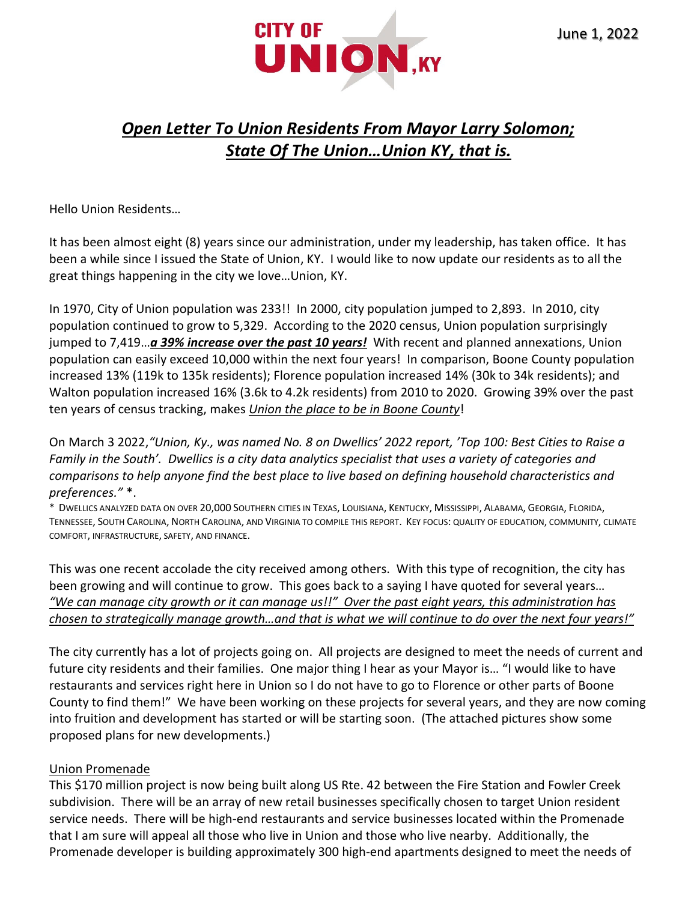CITY OF UNION, KY

June 1, 2022

# *Open Letter To Union Residents From Mayor Larry Solomon; State Of The Union…Union KY, that is.*

Hello Union Residents…

It has been almost eight (8) years since our administration, under my leadership, has taken office. It has been a while since I issued the State of Union, KY. I would like to now update our residents as to all the great things happening in the city we love…Union, KY.

In 1970, City of Union population was 233!! In 2000, city population jumped to 2,893. In 2010, city population continued to grow to 5,329. According to the 2020 census, Union population surprisingly jumped to 7,419…***a 39% increase over the past 10 years!*** With recent and planned annexations, Union population can easily exceed 10,000 within the next four years! In comparison, Boone County population increased 13% (119k to 135k residents); Florence population increased 14% (30k to 34k residents); and Walton population increased 16% (3.6k to 4.2k residents) from 2010 to 2020. Growing 39% over the past ten years of census tracking, makes *Union the place to be in Boone County*!

On March 3 2022,*"Union, Ky., was named No. 8 on Dwellics' 2022 report, 'Top 100: Best Cities to Raise a Family in the South'. Dwellics is a city data analytics specialist that uses a variety of categories and comparisons to help anyone find the best place to live based on defining household characteristics and preferences."* *.

\* Dwellics analyzed data on over 20,000 Southern cities in Texas, Louisiana, Kentucky, Mississippi, Alabama, Georgia, Florida, Tennessee, South Carolina, North Carolina, and Virginia to compile this report. Key focus: quality of education, community, climate comfort, infrastructure, safety, and finance.

This was one recent accolade the city received among others. With this type of recognition, the city has been growing and will continue to grow. This goes back to a saying I have quoted for several years… *"We can manage city growth or it can manage us!!" Over the past eight years, this administration has chosen to strategically manage growth…and that is what we will continue to do over the next four years!"*

The city currently has a lot of projects going on. All projects are designed to meet the needs of current and future city residents and their families. One major thing I hear as your Mayor is… "I would like to have restaurants and services right here in Union so I do not have to go to Florence or other parts of Boone County to find them!" We have been working on these projects for several years, and they are now coming into fruition and development has started or will be starting soon. (The attached pictures show some proposed plans for new developments.)

## Union Promenade

This $170 million project is now being built along US Rte. 42 between the Fire Station and Fowler Creek subdivision. There will be an array of new retail businesses specifically chosen to target Union resident service needs. There will be high-end restaurants and service businesses located within the Promenade that I am sure will appeal all those who live in Union and those who live nearby. Additionally, the Promenade developer is building approximately 300 high-end apartments designed to meet the needs of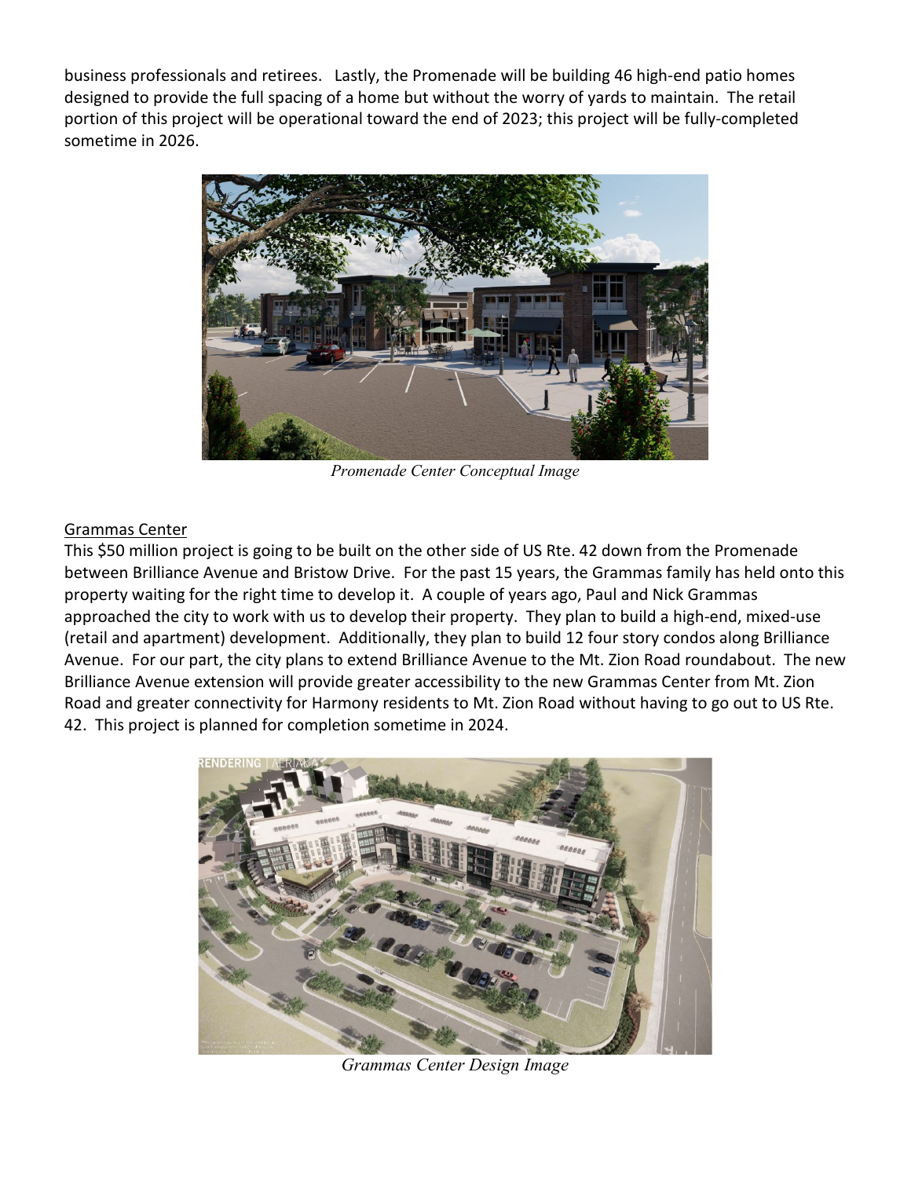business professionals and retirees. Lastly, the Promenade will be building 46 high-end patio homes designed to provide the full spacing of a home but without the worry of yards to maintain. The retail portion of this project will be operational toward the end of 2023; this project will be fully-completed sometime in 2026.

*Promenade Center Conceptual Image*

Grammas Center

This $50 million project is going to be built on the other side of US Rte. 42 down from the Promenade between Brilliance Avenue and Bristow Drive. For the past 15 years, the Grammas family has held onto this property waiting for the right time to develop it. A couple of years ago, Paul and Nick Grammas approached the city to work with us to develop their property. They plan to build a high-end, mixed-use (retail and apartment) development. Additionally, they plan to build 12 four story condos along Brilliance Avenue. For our part, the city plans to extend Brilliance Avenue to the Mt. Zion Road roundabout. The new Brilliance Avenue extension will provide greater accessibility to the new Grammas Center from Mt. Zion Road and greater connectivity for Harmony residents to Mt. Zion Road without having to go out to US Rte. 42. This project is planned for completion sometime in 2024.

*Grammas Center Design Image*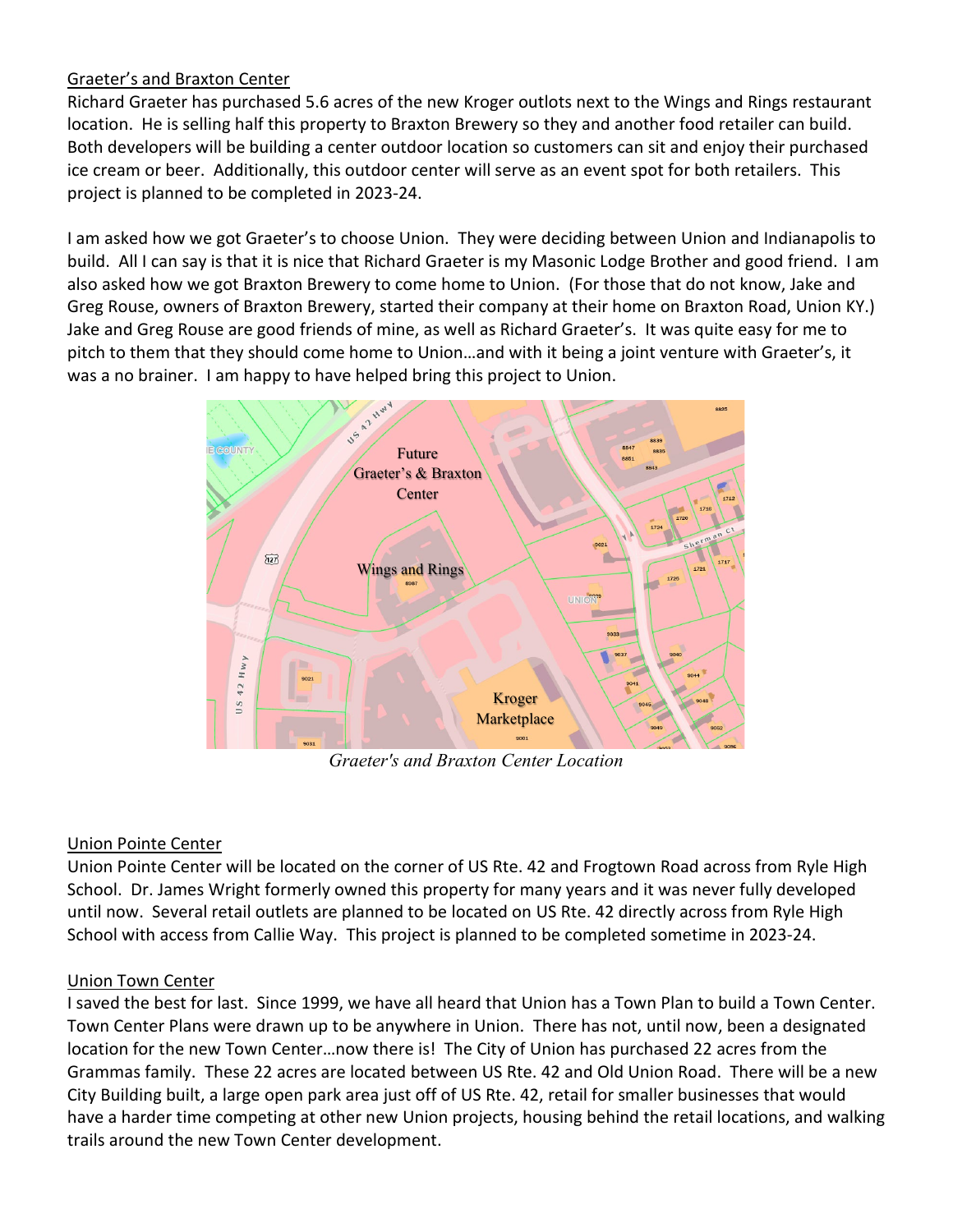Graeter's and Braxton Center

Richard Graeter has purchased 5.6 acres of the new Kroger outlots next to the Wings and Rings restaurant location. He is selling half this property to Braxton Brewery so they and another food retailer can build. Both developers will be building a center outdoor location so customers can sit and enjoy their purchased ice cream or beer. Additionally, this outdoor center will serve as an event spot for both retailers. This project is planned to be completed in 2023-24.

I am asked how we got Graeter's to choose Union. They were deciding between Union and Indianapolis to build. All I can say is that it is nice that Richard Graeter is my Masonic Lodge Brother and good friend. I am also asked how we got Braxton Brewery to come home to Union. (For those that do not know, Jake and Greg Rouse, owners of Braxton Brewery, started their company at their home on Braxton Road, Union KY.) Jake and Greg Rouse are good friends of mine, as well as Richard Graeter's. It was quite easy for me to pitch to them that they should come home to Union…and with it being a joint venture with Graeter's, it was a no brainer. I am happy to have helped bring this project to Union.

*Graeter's and Braxton Center Location*

Union Pointe Center

Union Pointe Center will be located on the corner of US Rte. 42 and Frogtown Road across from Ryle High School. Dr. James Wright formerly owned this property for many years and it was never fully developed until now. Several retail outlets are planned to be located on US Rte. 42 directly across from Ryle High School with access from Callie Way. This project is planned to be completed sometime in 2023-24.

Union Town Center

I saved the best for last. Since 1999, we have all heard that Union has a Town Plan to build a Town Center. Town Center Plans were drawn up to be anywhere in Union. There has not, until now, been a designated location for the new Town Center…now there is! The City of Union has purchased 22 acres from the Grammas family. These 22 acres are located between US Rte. 42 and Old Union Road. There will be a new City Building built, a large open park area just off of US Rte. 42, retail for smaller businesses that would have a harder time competing at other new Union projects, housing behind the retail locations, and walking trails around the new Town Center development.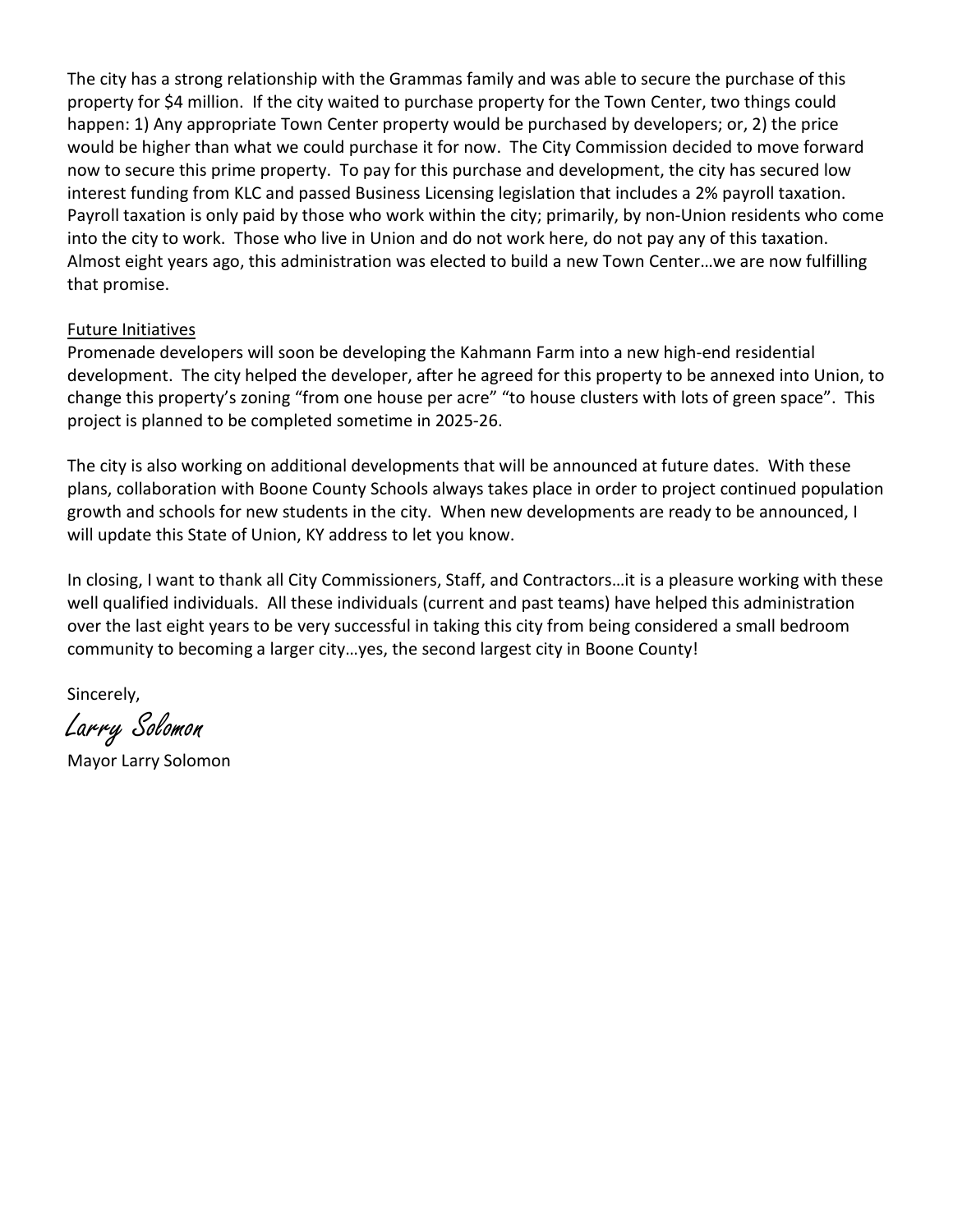The city has a strong relationship with the Grammas family and was able to secure the purchase of this property for $4 million. If the city waited to purchase property for the Town Center, two things could happen: 1) Any appropriate Town Center property would be purchased by developers; or, 2) the price would be higher than what we could purchase it for now. The City Commission decided to move forward now to secure this prime property. To pay for this purchase and development, the city has secured low interest funding from KLC and passed Business Licensing legislation that includes a 2% payroll taxation. Payroll taxation is only paid by those who work within the city; primarily, by non-Union residents who come into the city to work. Those who live in Union and do not work here, do not pay any of this taxation. Almost eight years ago, this administration was elected to build a new Town Center…we are now fulfilling that promise.

<u>Future Initiatives</u>

Promenade developers will soon be developing the Kahmann Farm into a new high-end residential development. The city helped the developer, after he agreed for this property to be annexed into Union, to change this property's zoning "from one house per acre" "to house clusters with lots of green space". This project is planned to be completed sometime in 2025-26.

The city is also working on additional developments that will be announced at future dates. With these plans, collaboration with Boone County Schools always takes place in order to project continued population growth and schools for new students in the city. When new developments are ready to be announced, I will update this State of Union, KY address to let you know.

In closing, I want to thank all City Commissioners, Staff, and Contractors…it is a pleasure working with these well qualified individuals. All these individuals (current and past teams) have helped this administration over the last eight years to be very successful in taking this city from being considered a small bedroom community to becoming a larger city…yes, the second largest city in Boone County!

Sincerely,

*Larry Solomon*

Mayor Larry Solomon